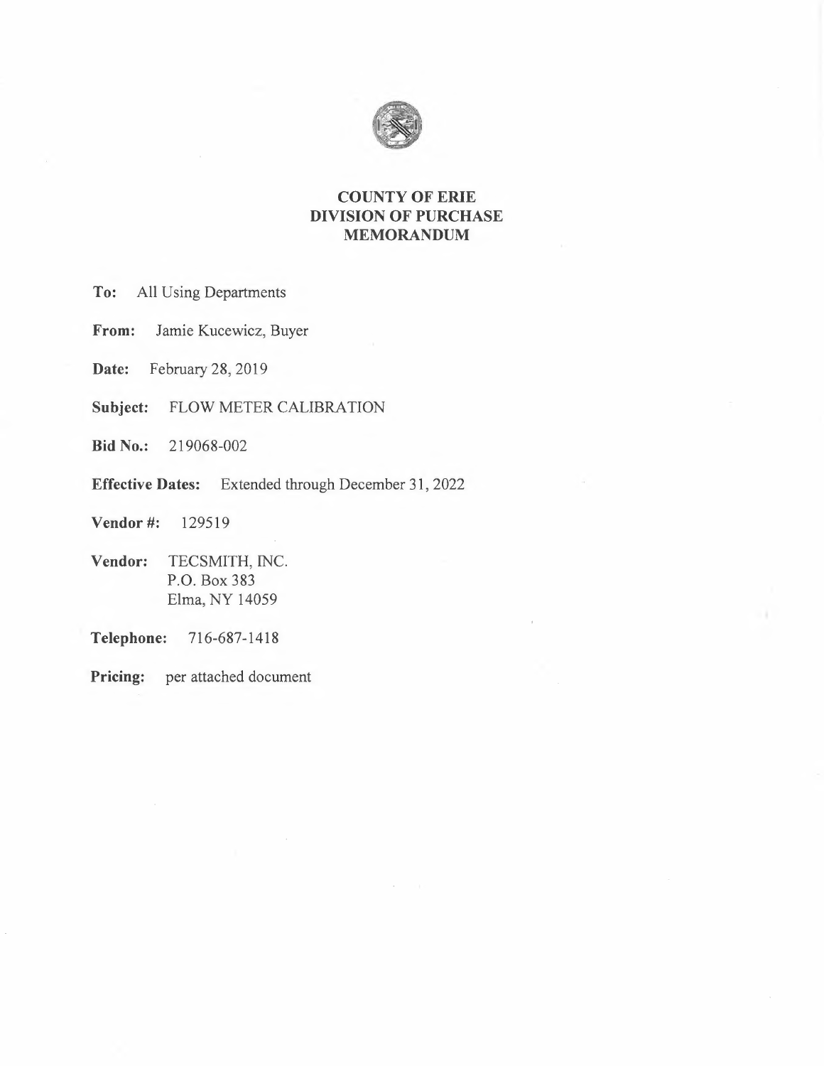# COUNTY OF ERIE
## DIVISION OF PURCHASE
## MEMORANDUM

**To:** All Using Departments

**From:** Jamie Kucewicz, Buyer

**Date:** February 28, 2019

**Subject:** FLOW METER CALIBRATION

**Bid No.:** 219068-002

**Effective Dates:** Extended through December 31, 2022

**Vendor #:** 129519

**Vendor:** TECSMITH, INC.
P.O. Box 383
Elma, NY 14059

**Telephone:** 716-687-1418

**Pricing:** per attached document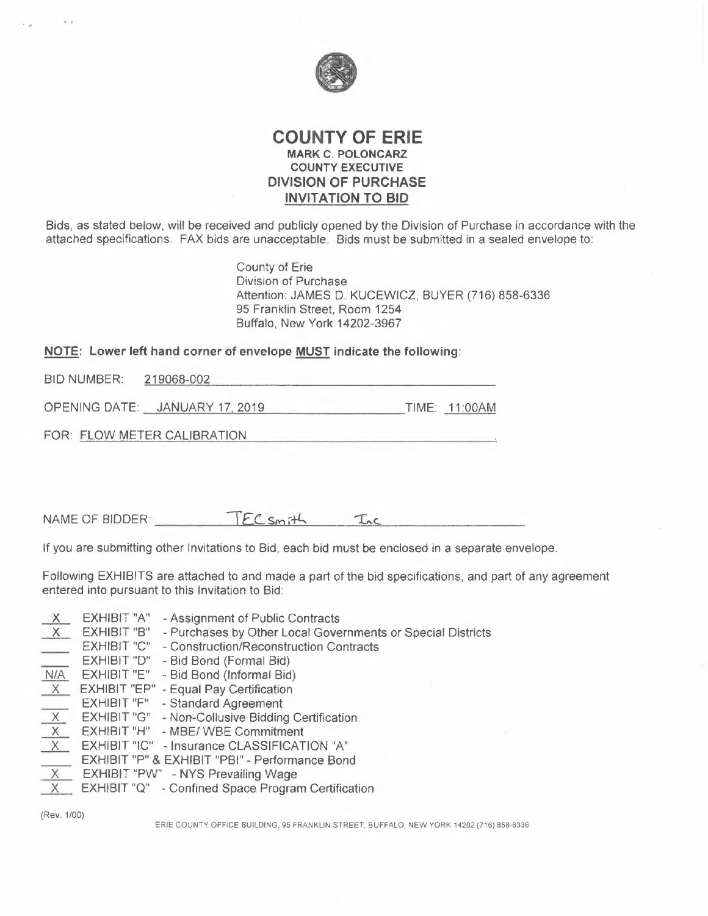# COUNTY OF ERIE

**MARK C. POLONCARZ**
**COUNTY EXECUTIVE**
**DIVISION OF PURCHASE**
**INVITATION TO BID**

Bids, as stated below, will be received and publicly opened by the Division of Purchase in accordance with the attached specifications. FAX bids are unacceptable. Bids must be submitted in a sealed envelope to:

County of Erie
Division of Purchase
Attention: JAMES D. KUCEWICZ, BUYER (716) 858-6336
95 Franklin Street, Room 1254
Buffalo, New York 14202-3967

**NOTE: Lower left hand corner of envelope MUST indicate the following:**

BID NUMBER: 219068-002

OPENING DATE: JANUARY 17, 2019 TIME: 11:00AM

FOR: FLOW METER CALIBRATION

NAME OF BIDDER: TEC Smith Inc

If you are submitting other Invitations to Bid, each bid must be enclosed in a separate envelope.

Following EXHIBITS are attached to and made a part of the bid specifications, and part of any agreement entered into pursuant to this Invitation to Bid:

| | | |
|---|---|---|
| X | EXHIBIT "A" | - Assignment of Public Contracts |
| X | EXHIBIT "B" | - Purchases by Other Local Governments or Special Districts |
| ___ | EXHIBIT "C" | - Construction/Reconstruction Contracts |
| ___ | EXHIBIT "D" | - Bid Bond (Formal Bid) |
| N/A | EXHIBIT "E" | - Bid Bond (Informal Bid) |
| X | EXHIBIT "EP" | - Equal Pay Certification |
| ___ | EXHIBIT "F" | - Standard Agreement |
| X | EXHIBIT "G" | - Non-Collusive Bidding Certification |
| X | EXHIBIT "H" | - MBE/ WBE Commitment |
| X | EXHIBIT "IC" | - Insurance CLASSIFICATION "A" |
| ___ | EXHIBIT "P" & EXHIBIT "PBI" | - Performance Bond |
| X | EXHIBIT "PW" | - NYS Prevailing Wage |
| X | EXHIBIT "Q" | - Confined Space Program Certification |

(Rev. 1/00)

ERIE COUNTY OFFICE BUILDING, 95 FRANKLIN STREET, BUFFALO, NEW YORK 14202 (716) 858-6336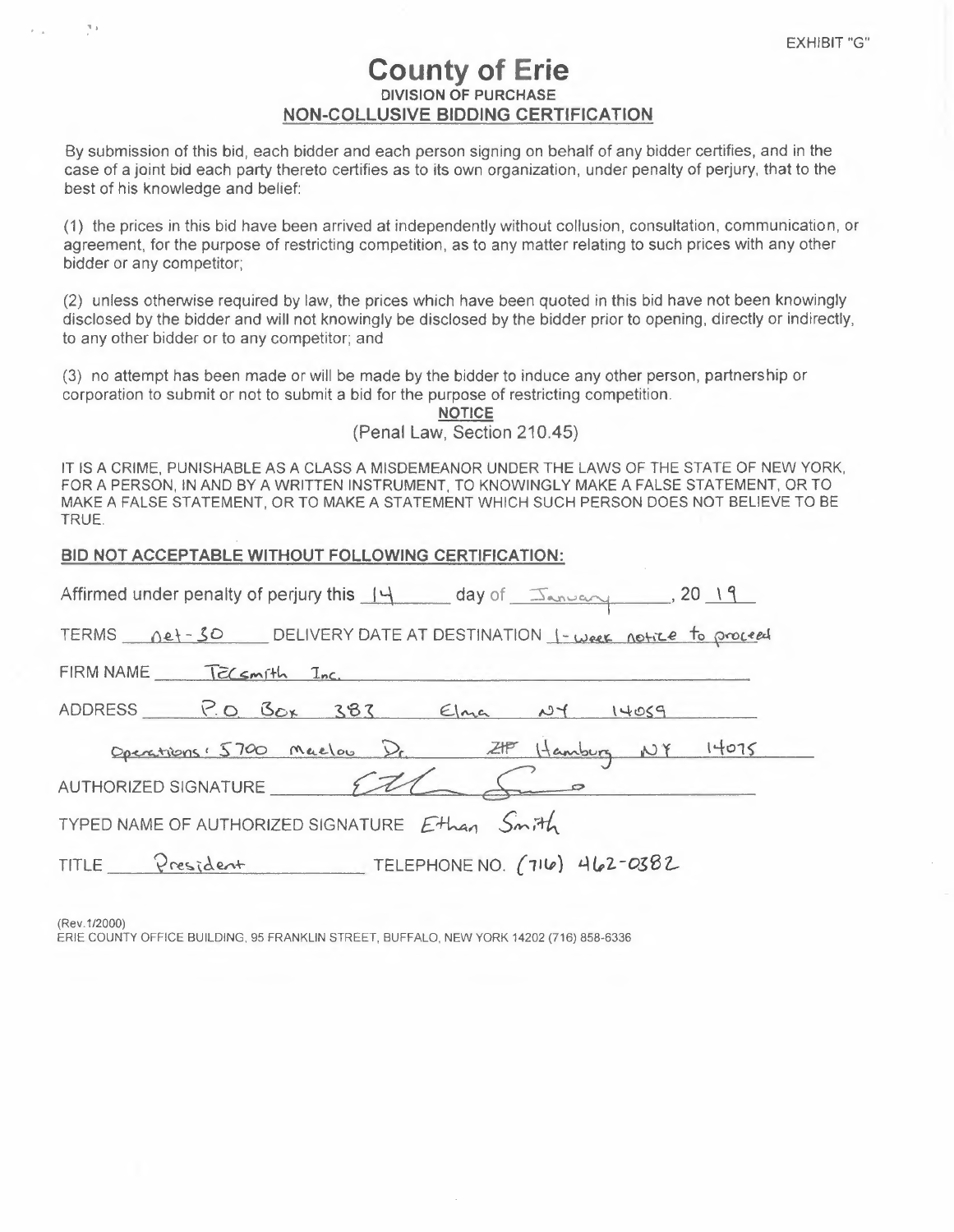EXHIBIT "G"

# County of Erie

**DIVISION OF PURCHASE**

**NON-COLLUSIVE BIDDING CERTIFICATION**

By submission of this bid, each bidder and each person signing on behalf of any bidder certifies, and in the case of a joint bid each party thereto certifies as to its own organization, under penalty of perjury, that to the best of his knowledge and belief:

(1) the prices in this bid have been arrived at independently without collusion, consultation, communication, or agreement, for the purpose of restricting competition, as to any matter relating to such prices with any other bidder or any competitor;

(2) unless otherwise required by law, the prices which have been quoted in this bid have not been knowingly disclosed by the bidder and will not knowingly be disclosed by the bidder prior to opening, directly or indirectly, to any other bidder or to any competitor; and

(3) no attempt has been made or will be made by the bidder to induce any other person, partnership or corporation to submit or not to submit a bid for the purpose of restricting competition.

**NOTICE**

(Penal Law, Section 210.45)

IT IS A CRIME, PUNISHABLE AS A CLASS A MISDEMEANOR UNDER THE LAWS OF THE STATE OF NEW YORK, FOR A PERSON, IN AND BY A WRITTEN INSTRUMENT, TO KNOWINGLY MAKE A FALSE STATEMENT, OR TO MAKE A FALSE STATEMENT, OR TO MAKE A STATEMENT WHICH SUCH PERSON DOES NOT BELIEVE TO BE TRUE.

**BID NOT ACCEPTABLE WITHOUT FOLLOWING CERTIFICATION:**

Affirmed under penalty of perjury this 14 day of January, 20 19

TERMS net-30 DELIVERY DATE AT DESTINATION 1-week notice to proceed

FIRM NAME TecSmith Inc.

ADDRESS P.O. Box 383 Elma NY 14059

Operations: 5700 Maelou Dr. ZIP Hamburg NY 14075

AUTHORIZED SIGNATURE [signature]

TYPED NAME OF AUTHORIZED SIGNATURE Ethan Smith

TITLE President TELEPHONE NO. (716) 462-0382

(Rev.1/2000)

ERIE COUNTY OFFICE BUILDING, 95 FRANKLIN STREET, BUFFALO, NEW YORK 14202 (716) 858-6336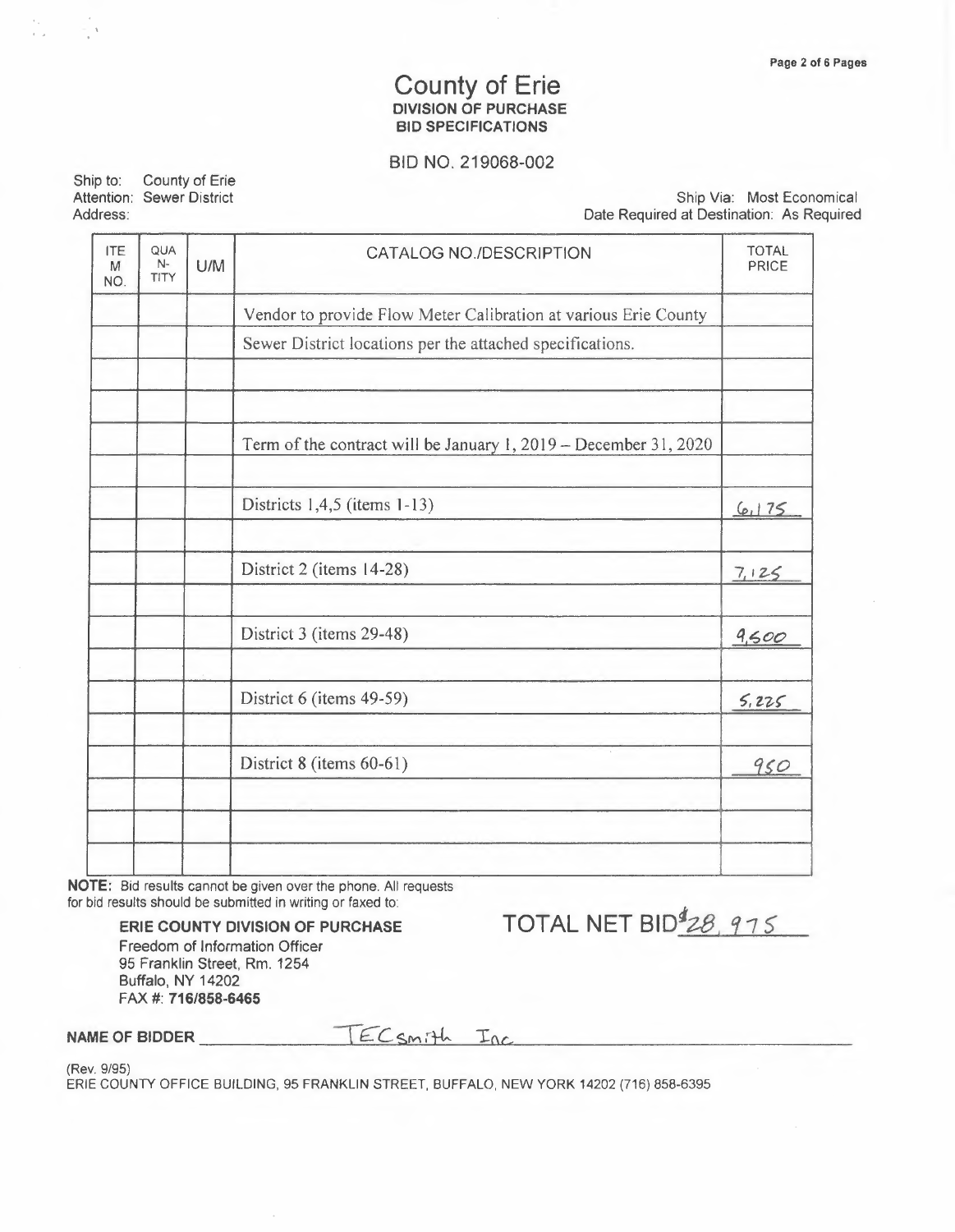# County of Erie
**DIVISION OF PURCHASE**
**BID SPECIFICATIONS**

BID NO. 219068-002

Ship to: County of Erie
Attention: Sewer District
Address:

Ship Via: Most Economical
Date Required at Destination: As Required

| ITEM NO. | QUAN-TITY | U/M | CATALOG NO./DESCRIPTION | TOTAL PRICE |
|---|---|---|---|---|
| | | | Vendor to provide Flow Meter Calibration at various Erie County | |
| | | | Sewer District locations per the attached specifications. | |
| | | | | |
| | | | | |
| | | | Term of the contract will be January 1, 2019 – December 31, 2020 | |
| | | | | |
| | | | Districts 1,4,5 (items 1-13) | 6,175 |
| | | | | |
| | | | District 2 (items 14-28) | 7,125 |
| | | | | |
| | | | District 3 (items 29-48) | 9,500 |
| | | | | |
| | | | District 6 (items 49-59) | 5,225 |
| | | | | |
| | | | District 8 (items 60-61) | 950 |
| | | | | |
| | | | | |
| | | | | |

**NOTE:** Bid results cannot be given over the phone. All requests for bid results should be submitted in writing or faxed to:

**ERIE COUNTY DIVISION OF PURCHASE**
Freedom of Information Officer
95 Franklin Street, Rm. 1254
Buffalo, NY 14202
FAX #: **716/858-6465**

TOTAL NET BID $28,975

**NAME OF BIDDER** TECsmith Inc

(Rev. 9/95)
ERIE COUNTY OFFICE BUILDING, 95 FRANKLIN STREET, BUFFALO, NEW YORK 14202 (716) 858-6395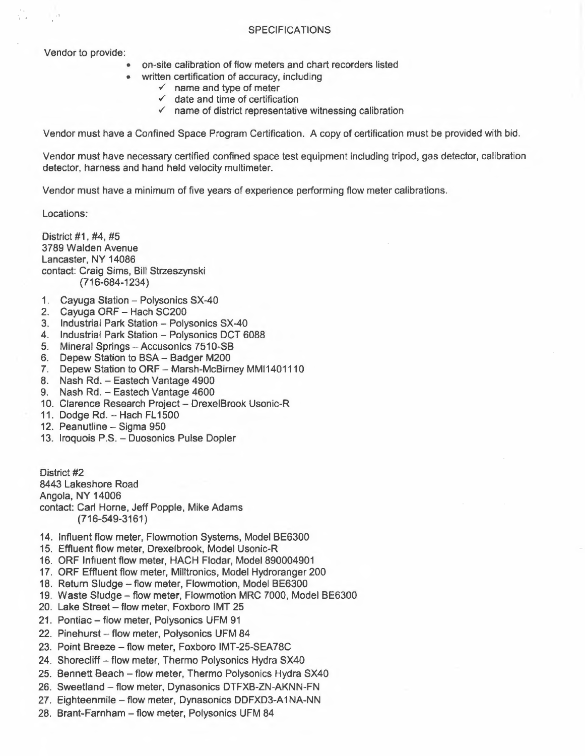# SPECIFICATIONS

Vendor to provide:

- on-site calibration of flow meters and chart recorders listed
- written certification of accuracy, including
  - ✓ name and type of meter
  - ✓ date and time of certification
  - ✓ name of district representative witnessing calibration

Vendor must have a Confined Space Program Certification. A copy of certification must be provided with bid.

Vendor must have necessary certified confined space test equipment including tripod, gas detector, calibration detector, harness and hand held velocity multimeter.

Vendor must have a minimum of five years of experience performing flow meter calibrations.

Locations:

District #1, #4, #5
3789 Walden Avenue
Lancaster, NY 14086
contact: Craig Sims, Bill Strzeszynski
(716-684-1234)

1. Cayuga Station – Polysonics SX-40
2. Cayuga ORF – Hach SC200
3. Industrial Park Station – Polysonics SX-40
4. Industrial Park Station – Polysonics DCT 6088
5. Mineral Springs – Accusonics 7510-SB
6. Depew Station to BSA – Badger M200
7. Depew Station to ORF – Marsh-McBirney MMI1401110
8. Nash Rd. – Eastech Vantage 4900
9. Nash Rd. – Eastech Vantage 4600
10. Clarence Research Project – DrexelBrook Usonic-R
11. Dodge Rd. – Hach FL1500
12. Peanutline – Sigma 950
13. Iroquois P.S. – Duosonics Pulse Dopler

District #2
8443 Lakeshore Road
Angola, NY 14006
contact: Carl Horne, Jeff Popple, Mike Adams
(716-549-3161)

14. Influent flow meter, Flowmotion Systems, Model BE6300
15. Effluent flow meter, Drexelbrook, Model Usonic-R
16. ORF Influent flow meter, HACH Flodar, Model 890004901
17. ORF Effluent flow meter, Milltronics, Model Hydroranger 200
18. Return Sludge – flow meter, Flowmotion, Model BE6300
19. Waste Sludge – flow meter, Flowmotion MRC 7000, Model BE6300
20. Lake Street – flow meter, Foxboro IMT 25
21. Pontiac – flow meter, Polysonics UFM 91
22. Pinehurst – flow meter, Polysonics UFM 84
23. Point Breeze – flow meter, Foxboro IMT-25-SEA78C
24. Shorecliff – flow meter, Thermo Polysonics Hydra SX40
25. Bennett Beach – flow meter, Thermo Polysonics Hydra SX40
26. Sweetland – flow meter, Dynasonics DTFXB-ZN-AKNN-FN
27. Eighteenmile – flow meter, Dynasonics DDFXD3-A1NA-NN
28. Brant-Farnham – flow meter, Polysonics UFM 84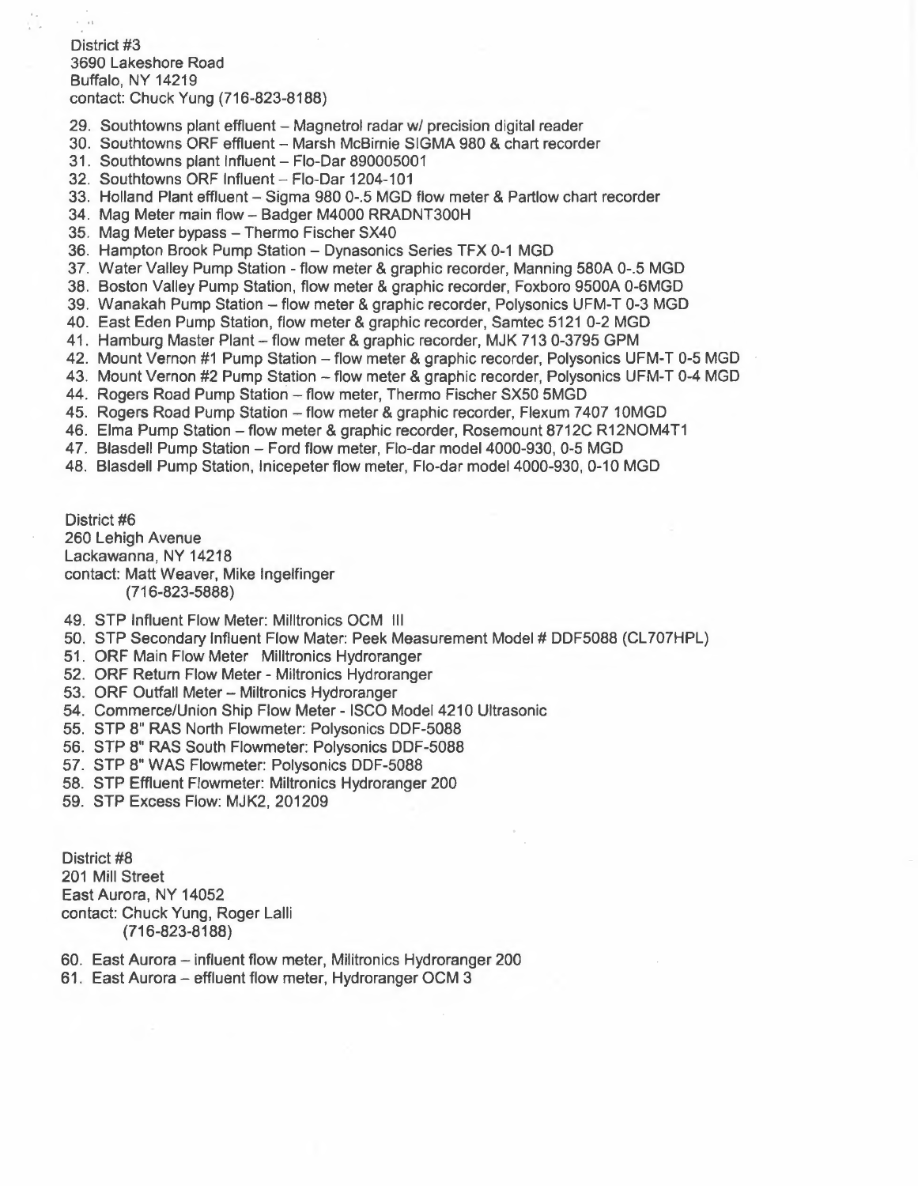District #3
3690 Lakeshore Road
Buffalo, NY 14219
contact: Chuck Yung (716-823-8188)

29. Southtowns plant effluent – Magnetrol radar w/ precision digital reader
30. Southtowns ORF effluent – Marsh McBirnie SIGMA 980 & chart recorder
31. Southtowns plant Influent – Flo-Dar 890005001
32. Southtowns ORF Influent – Flo-Dar 1204-101
33. Holland Plant effluent – Sigma 980 0-.5 MGD flow meter & Partlow chart recorder
34. Mag Meter main flow – Badger M4000 RRADNT300H
35. Mag Meter bypass – Thermo Fischer SX40
36. Hampton Brook Pump Station – Dynasonics Series TFX 0-1 MGD
37. Water Valley Pump Station - flow meter & graphic recorder, Manning 580A 0-.5 MGD
38. Boston Valley Pump Station, flow meter & graphic recorder, Foxboro 9500A 0-6MGD
39. Wanakah Pump Station – flow meter & graphic recorder, Polysonics UFM-T 0-3 MGD
40. East Eden Pump Station, flow meter & graphic recorder, Samtec 5121 0-2 MGD
41. Hamburg Master Plant – flow meter & graphic recorder, MJK 713 0-3795 GPM
42. Mount Vernon #1 Pump Station – flow meter & graphic recorder, Polysonics UFM-T 0-5 MGD
43. Mount Vernon #2 Pump Station – flow meter & graphic recorder, Polysonics UFM-T 0-4 MGD
44. Rogers Road Pump Station – flow meter, Thermo Fischer SX50 5MGD
45. Rogers Road Pump Station – flow meter & graphic recorder, Flexum 7407 10MGD
46. Elma Pump Station – flow meter & graphic recorder, Rosemount 8712C R12NOM4T1
47. Blasdell Pump Station – Ford flow meter, Flo-dar model 4000-930, 0-5 MGD
48. Blasdell Pump Station, Inicepeter flow meter, Flo-dar model 4000-930, 0-10 MGD

District #6
260 Lehigh Avenue
Lackawanna, NY 14218
contact: Matt Weaver, Mike Ingelfinger
(716-823-5888)

49. STP Influent Flow Meter: Milltronics OCM III
50. STP Secondary Influent Flow Mater: Peek Measurement Model # DDF5088 (CL707HPL)
51. ORF Main Flow Meter Milltronics Hydroranger
52. ORF Return Flow Meter - Miltronics Hydroranger
53. ORF Outfall Meter – Miltronics Hydroranger
54. Commerce/Union Ship Flow Meter - ISCO Model 4210 Ultrasonic
55. STP 8" RAS North Flowmeter: Polysonics DDF-5088
56. STP 8" RAS South Flowmeter: Polysonics DDF-5088
57. STP 8" WAS Flowmeter: Polysonics DDF-5088
58. STP Effluent Flowmeter: Miltronics Hydroranger 200
59. STP Excess Flow: MJK2, 201209

District #8
201 Mill Street
East Aurora, NY 14052
contact: Chuck Yung, Roger Lalli
(716-823-8188)

60. East Aurora – influent flow meter, Militronics Hydroranger 200
61. East Aurora – effluent flow meter, Hydroranger OCM 3